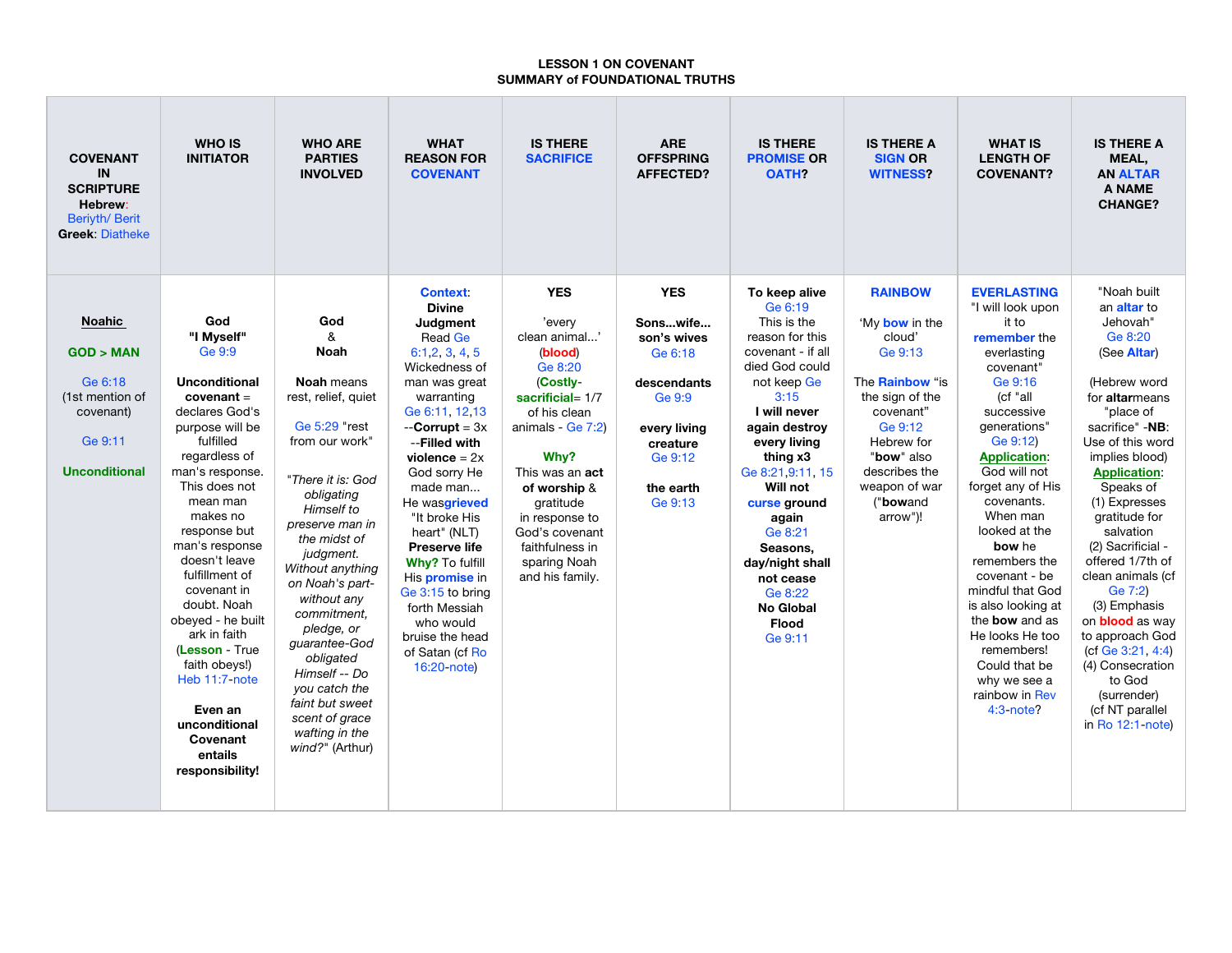**LESSON 1 ON COVENANT**
**SUMMARY of FOUNDATIONAL TRUTHS**

| COVENANT IN SCRIPTURE **Hebrew**: Beriyth/ Berit **Greek**: Diatheke | WHO IS INITIATOR | WHO ARE PARTIES INVOLVED | WHAT REASON FOR COVENANT | IS THERE SACRIFICE | ARE OFFSPRING AFFECTED? | IS THERE PROMISE OR OATH? | IS THERE A SIGN OR WITNESS? | WHAT IS LENGTH OF COVENANT? | IS THERE A MEAL, AN ALTAR A NAME CHANGE? |
|---|---|---|---|---|---|---|---|---|---|
| **Noahic** <br><br> **GOD > MAN** <br><br> Ge 6:18 (1st mention of covenant) <br><br> Ge 9:11 <br><br> **Unconditional** | **God "I Myself"** Ge 9:9 <br><br> **Unconditional covenant** = declares God's purpose will be fulfilled regardless of man's response. This does not mean man makes no response but man's response doesn't leave fulfillment of covenant in doubt. Noah obeyed - he built ark in faith (**Lesson** - True faith obeys!) Heb 11:7-note <br><br> **Even an unconditional Covenant entails responsibility!** | **God & Noah** <br><br> **Noah** means rest, relief, quiet <br><br> Ge 5:29 "rest from our work" <br><br> "*There it is: God obligating Himself to preserve man in the midst of judgment. Without anything on Noah's part-without any commitment, pledge, or guarantee-God obligated Himself -- Do you catch the faint but sweet scent of grace wafting in the wind?*" (Arthur) | **Context**: **Divine Judgment** Read Ge 6:1,2, 3, 4, 5 Wickedness of man was great warranting Ge 6:11, 12,13 --**Corrupt** = 3x --**Filled with violence** = 2x God sorry He made man... He was **grieved** "It broke His heart" (NLT) **Preserve life** **Why?** To fulfill His **promise** in Ge 3:15 to bring forth Messiah who would bruise the head of Satan (cf Ro 16:20-note) | **YES** <br><br> 'every clean animal...' (**blood**) Ge 8:20 (**Costly-sacrificial**= 1/7 of his clean animals - Ge 7:2) <br><br> **Why?** This was an **act of worship** & gratitude in response to God's covenant faithfulness in sparing Noah and his family. | **YES** <br><br> **Sons...wife... son's wives** Ge 6:18 <br><br> **descendants** Ge 9:9 <br><br> **every living creature** Ge 9:12 <br><br> **the earth** Ge 9:13 | **To keep alive** Ge 6:19 This is the reason for this covenant - if all died God could not keep Ge 3:15 **I will never again destroy every living thing x3** Ge 8:21,9:11, 15 **Will not curse ground again** Ge 8:21 **Seasons, day/night shall not cease** Ge 8:22 **No Global Flood** Ge 9:11 | **RAINBOW** <br><br> 'My **bow** in the cloud' Ge 9:13 <br><br> The **Rainbow** "is the sign of the covenant" Ge 9:12 Hebrew for "**bow**" also describes the weapon of war ("**bow**and arrow")! | **EVERLASTING** "I will look upon it to **remember** the everlasting covenant" Ge 9:16 (cf "all successive generations" Ge 9:12) **Application**: God will not forget any of His covenants. When man looked at the **bow** he remembers the covenant - be mindful that God is also looking at the **bow** and as He looks He too remembers! Could that be why we see a rainbow in Rev 4:3-note? | "Noah built an **altar** to Jehovah" Ge 8:20 (See **Altar**) <br><br> (Hebrew word for **altar**means "place of sacrifice" -**NB**: Use of this word implies blood) **Application**: Speaks of (1) Expresses gratitude for salvation (2) Sacrificial - offered 1/7th of clean animals (cf Ge 7:2) (3) Emphasis on **blood** as way to approach God (cf Ge 3:21, 4:4) (4) Consecration to God (surrender) (cf NT parallel in Ro 12:1-note) |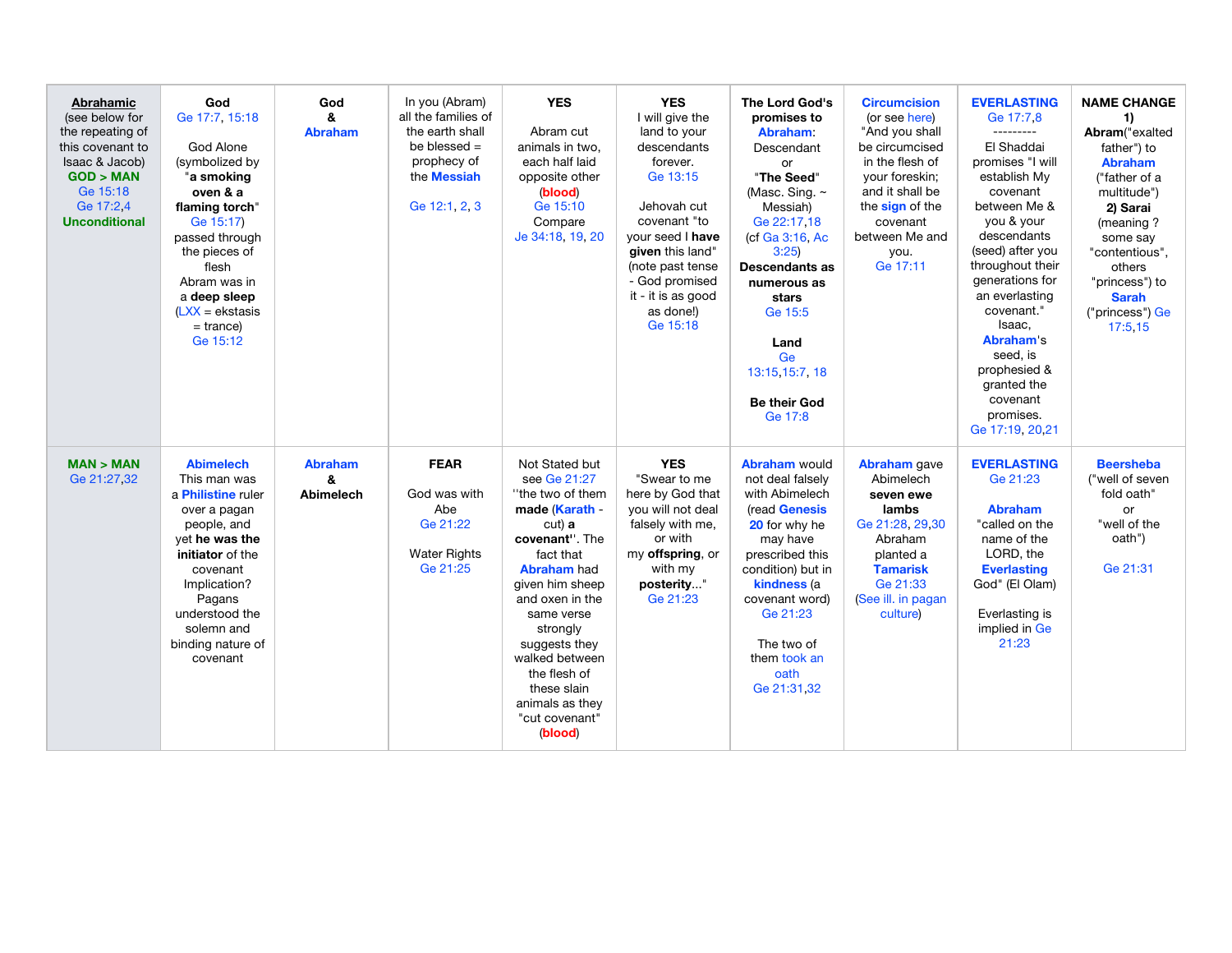| **Abrahamic** (see below for the repeating of this covenant to Isaac & Jacob) **GOD > MAN** Ge 15:18 Ge 17:2,4 **Unconditional** | **God** Ge 17:7, 15:18 God Alone (symbolized by "**a smoking oven & a flaming torch**" Ge 15:17) passed through the pieces of flesh Abram was in a **deep sleep** (LXX = ekstasis = trance) Ge 15:12 | **God & Abraham** | In you (Abram) all the families of the earth shall be blessed = prophecy of the **Messiah** Ge 12:1, 2, 3 | **YES** Abram cut animals in two, each half laid opposite other (**blood**) Ge 15:10 Compare Je 34:18, 19, 20 | **YES** I will give the land to your descendants forever. Ge 13:15 Jehovah cut covenant "to your seed I **have given** this land" (note past tense - God promised it - it is as good as done!) Ge 15:18 | **The Lord God's promises to Abraham**: Descendant or "**The Seed**" (Masc. Sing. ~ Messiah) Ge 22:17,18 (cf Ga 3:16, Ac 3:25) **Descendants as numerous as stars** Ge 15:5 **Land** Ge 13:15,15:7, 18 **Be their God** Ge 17:8 | **Circumcision** (or see here) "And you shall be circumcised in the flesh of your foreskin; and it shall be the **sign** of the covenant between Me and you. Ge 17:11 | **EVERLASTING** Ge 17:7,8 --------- El Shaddai promises "I will establish My covenant between Me & you & your descendants (seed) after you throughout their generations for an everlasting covenant." Isaac, **Abraham**'s seed, is prophesied & granted the covenant promises. Ge 17:19, 20,21 | **NAME CHANGE 1) Abram**("exalted father") to **Abraham** ("father of a multitude") **2) Sarai** (meaning ? some say "contentious", others "princess") to **Sarah** ("princess") Ge 17:5,15 |
|---|---|---|---|---|---|---|---|---|---|
| **MAN > MAN** Ge 21:27,32 | **Abimelech** This man was a **Philistine** ruler over a pagan people, and yet **he was the initiator** of the covenant Implication? Pagans understood the solemn and binding nature of covenant | **Abraham & Abimelech** | **FEAR** God was with Abe Ge 21:22 Water Rights Ge 21:25 | Not Stated but see Ge 21:27 "the two of them **made** (**Karath** - cut) **a covenant**". The fact that **Abraham** had given him sheep and oxen in the same verse strongly suggests they walked between the flesh of these slain animals as they "cut covenant" (**blood**) | **YES** "Swear to me here by God that you will not deal falsely with me, or with my **offspring**, or with my **posterity**..." Ge 21:23 | **Abraham** would not deal falsely with Abimelech (read **Genesis 20** for why he may have prescribed this condition) but in **kindness** (a covenant word) Ge 21:23 The two of them took an oath Ge 21:31,32 | **Abraham** gave Abimelech **seven ewe lambs** Ge 21:28, 29,30 Abraham planted a **Tamarisk** Ge 21:33 (See ill. in pagan culture) | **EVERLASTING** Ge 21:23 **Abraham** "called on the name of the LORD, the **Everlasting** God" (El Olam) Everlasting is implied in Ge 21:23 | **Beersheba** ("well of seven fold oath" or "well of the oath") Ge 21:31 |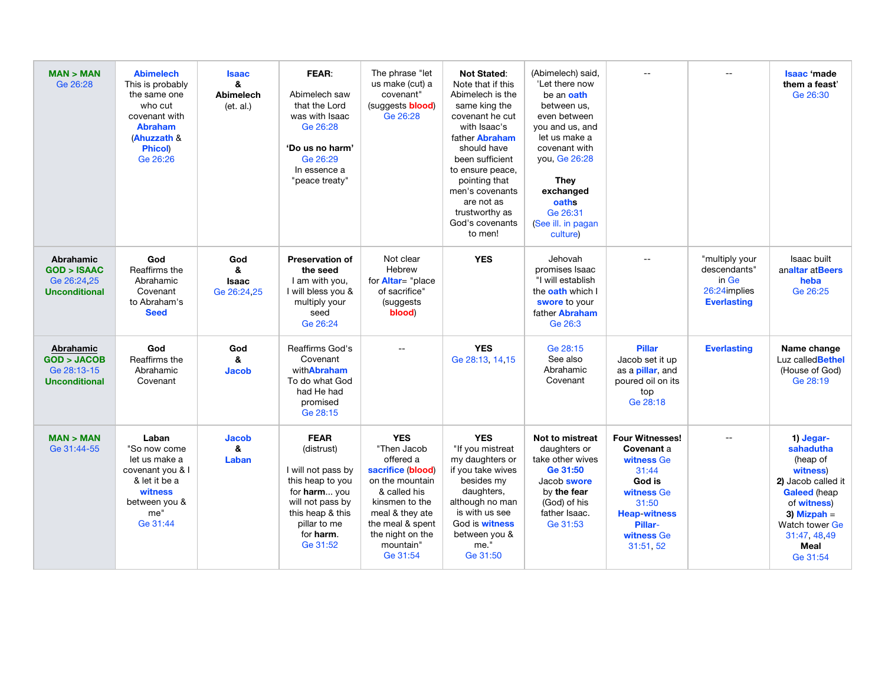| | | | | | | | | | |
|---|---|---|---|---|---|---|---|---|---|
| **MAN > MAN** Ge 26:28 | **Abimelech** This is probably the same one who cut covenant with **Abraham** (**Ahuzzath** & **Phicol**) Ge 26:26 | **Isaac** & **Abimelech** (et. al.) | **FEAR**: Abimelech saw that the Lord was with Isaac Ge 26:28 **'Do us no harm'** Ge 26:29 In essence a "peace treaty" | The phrase "let us make (cut) a covenant" (suggests **blood**) Ge 26:28 | **Not Stated**: Note that if this Abimelech is the same king the covenant he cut with Isaac's father **Abraham** should have been sufficient to ensure peace, pointing that men's covenants are not as trustworthy as God's covenants to men! | (Abimelech) said, 'Let there now be an **oath** between us, even between you and us, and let us make a covenant with you, Ge 26:28 **They exchanged oaths** Ge 26:31 (See ill. in pagan culture) | -- | -- | **Isaac 'made them a feast'** Ge 26:30 |
| **Abrahamic GOD > ISAAC** Ge 26:24,25 **Unconditional** | **God** Reaffirms the Abrahamic Covenant to Abraham's **Seed** | **God** & **Isaac** Ge 26:24,25 | **Preservation of the seed** I am with you, I will bless you & multiply your seed Ge 26:24 | Not clear Hebrew for **Altar**= "place of sacrifice" (suggests **blood**) | **YES** | Jehovah promises Isaac "I will establish the **oath** which I **swore** to your father **Abraham** Ge 26:3 | -- | "multiply your descendants" in Ge 26:24implies **Everlasting** | Isaac built an**altar** at**Beersheba** Ge 26:25 |
| **Abrahamic GOD > JACOB** Ge 28:13-15 **Unconditional** | **God** Reaffirms the Abrahamic Covenant | **God** & **Jacob** | Reaffirms God's Covenant with**Abraham** To do what God had He had promised Ge 28:15 | -- | **YES** Ge 28:13, 14,15 | Ge 28:15 See also Abrahamic Covenant | **Pillar** Jacob set it up as a **pillar**, and poured oil on its top Ge 28:18 | **Everlasting** | **Name change** Luz called**Bethel** (House of God) Ge 28:19 |
| **MAN > MAN** Ge 31:44-55 | **Laban** "So now come let us make a covenant you & I & let it be a **witness** between you & me" Ge 31:44 | **Jacob** & **Laban** | **FEAR** (distrust) I will not pass by this heap to you for **harm**... you will not pass by this heap & this pillar to me for **harm**. Ge 31:52 | **YES** "Then Jacob offered a **sacrifice** (**blood**) on the mountain & called his kinsmen to the meal & they ate the meal & spent the night on the mountain" Ge 31:54 | **YES** "If you mistreat my daughters or if you take wives besides my daughters, although no man is with us see God is **witness** between you & me." Ge 31:50 | **Not to mistreat** daughters or take other wives **Ge 31:50** Jacob **swore** by **the fear** (God) of his father Isaac. Ge 31:53 | **Four Witnesses! Covenant** a **witness** Ge 31:44 **God is witness** Ge 31:50 **Heap-witness** **Pillar-witness** Ge 31:51, 52 | -- | **1) Jegar-sahadutha** (heap of **witness**) **2)** Jacob called it **Galeed** (heap of **witness**) **3) Mizpah** = Watch tower Ge 31:47, 48,49 **Meal** Ge 31:54 |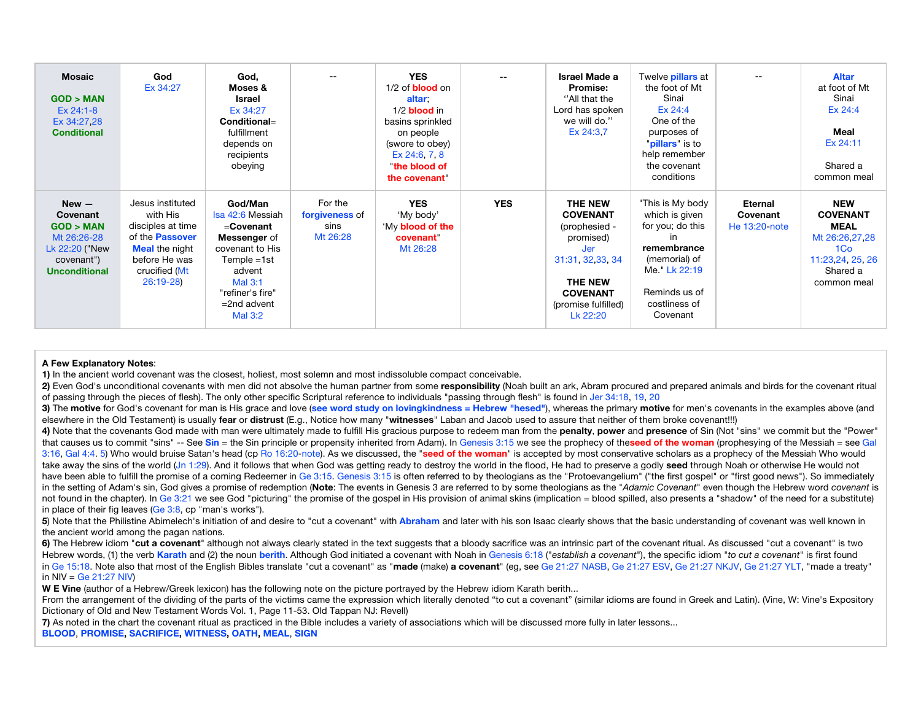| | | | | | | | | | |
|---|---|---|---|---|---|---|---|---|---|
| **Mosaic**<br><br>**GOD > MAN**<br>Ex 24:1-8<br>Ex 34:27,28<br>**Conditional** | **God**<br>Ex 34:27 | **God, Moses & Israel**<br>Ex 34:27<br>**Conditional**= fulfillment depends on recipients obeying | -- | **YES**<br>1/2 of **blood** on **altar**;<br>1/2 **blood** in basins sprinkled on people (swore to obey)<br>Ex 24:6, 7, 8<br>"**the blood of the covenant**" | -- | **Israel Made a Promise:**<br>"All that the Lord has spoken we will do."<br>Ex 24:3,7 | Twelve **pillars** at the foot of Mt Sinai<br>Ex 24:4<br>One of the purposes of "**pillars**" is to help remember the covenant conditions | -- | **Altar**<br>at foot of Mt Sinai<br>Ex 24:4<br><br>**Meal**<br>Ex 24:11<br><br>Shared a common meal |
| **New — Covenant**<br>**GOD > MAN**<br>Mt 26:26-28<br>Lk 22:20 ("New covenant")<br>**Unconditional** | Jesus instituted with His disciples at time of the **Passover Meal** the night before He was crucified (Mt 26:19-28) | **God/Man**<br>Isa 42:6 Messiah =**Covenant Messenger** of covenant to His Temple =1st advent<br>Mal 3:1<br>"refiner's fire" =2nd advent<br>Mal 3:2 | For the **forgiveness** of sins<br>Mt 26:28 | **YES**<br>'My body'<br>'My **blood of the covenant**"<br>Mt 26:28 | **YES** | **THE NEW COVENANT**<br>(prophesied - promised)<br>Jer 31:31, 32,33, 34<br><br>**THE NEW COVENANT**<br>(promise fulfilled)<br>Lk 22:20 | "This is My body which is given for you; do this in **remembrance** (memorial) of Me." Lk 22:19<br><br>Reminds us of costliness of Covenant | **Eternal Covenant**<br>He 13:20-note | **NEW COVENANT MEAL**<br>Mt 26:26,27,28<br>1Co 11:23,24, 25, 26<br>Shared a common meal |

**A Few Explanatory Notes**:

**1)** In the ancient world covenant was the closest, holiest, most solemn and most indissoluble compact conceivable.

**2)** Even God's unconditional covenants with men did not absolve the human partner from some **responsibility** (Noah built an ark, Abram procured and prepared animals and birds for the covenant ritual of passing through the pieces of flesh). The only other specific Scriptural reference to individuals "passing through flesh" is found in Jer 34:18, 19, 20

**3)** The **motive** for God's covenant for man is His grace and love (**see word study on lovingkindness = Hebrew "hesed"**), whereas the primary **motive** for men's covenants in the examples above (and elsewhere in the Old Testament) is usually **fear** or **distrust** (E.g., Notice how many "**witnesses**" Laban and Jacob used to assure that neither of them broke covenant!!!)

**4)** Note that the covenants God made with man were ultimately made to fulfill His gracious purpose to redeem man from the **penalty**, **power** and **presence** of Sin (Not "sins" we commit but the "Power" that causes us to commit "sins" -- See **Sin** = the Sin principle or propensity inherited from Adam). In Genesis 3:15 we see the prophecy of the**seed of the woman** (prophesying of the Messiah = see Gal 3:16, Gal 4:4. 5) Who would bruise Satan's head (cp Ro 16:20-note). As we discussed, the "**seed of the woman**" is accepted by most conservative scholars as a prophecy of the Messiah Who would take away the sins of the world (Jn 1:29). And it follows that when God was getting ready to destroy the world in the flood, He had to preserve a godly **seed** through Noah or otherwise He would not have been able to fulfill the promise of a coming Redeemer in Ge 3:15. Genesis 3:15 is often referred to by theologians as the "Protoevangelium" ("the first gospel" or "first good news"). So immediately in the setting of Adam's sin, God gives a promise of redemption (**Note**: The events in Genesis 3 are referred to by some theologians as the "*Adamic Covenant*" even though the Hebrew word *covenant* is not found in the chapter). In Ge 3:21 we see God "picturing" the promise of the gospel in His provision of animal skins (implication = blood spilled, also presents a "shadow" of the need for a substitute) in place of their fig leaves (Ge 3:8, cp "man's works").

**5**) Note that the Philistine Abimelech's initiation of and desire to "cut a covenant" with **Abraham** and later with his son Isaac clearly shows that the basic understanding of covenant was well known in the ancient world among the pagan nations.

**6)** The Hebrew idiom "**cut a covenant**" although not always clearly stated in the text suggests that a bloody sacrifice was an intrinsic part of the covenant ritual. As discussed "cut a covenant" is two Hebrew words, (1) the verb **Karath** and (2) the noun **berith**. Although God initiated a covenant with Noah in Genesis 6:18 ("*establish a covenant*"), the specific idiom "*to cut a covenant*" is first found in Ge 15:18. Note also that most of the English Bibles translate "cut a covenant" as "**made** (make) **a covenant**" (eg, see Ge 21:27 NASB, Ge 21:27 ESV, Ge 21:27 NKJV, Ge 21:27 YLT, "made a treaty" in NIV = Ge 21:27 NIV)

**W E Vine** (author of a Hebrew/Greek lexicon) has the following note on the picture portrayed by the Hebrew idiom Karath berith...

From the arrangement of the dividing of the parts of the victims came the expression which literally denoted "to cut a covenant" (similar idioms are found in Greek and Latin). (Vine, W: Vine's Expository Dictionary of Old and New Testament Words Vol. 1, Page 11-53. Old Tappan NJ: Revell)

**7)** As noted in the chart the covenant ritual as practiced in the Bible includes a variety of associations which will be discussed more fully in later lessons...

**BLOOD**, **PROMISE**, **SACRIFICE**, **WITNESS**, **OATH**, **MEAL**, **SIGN**